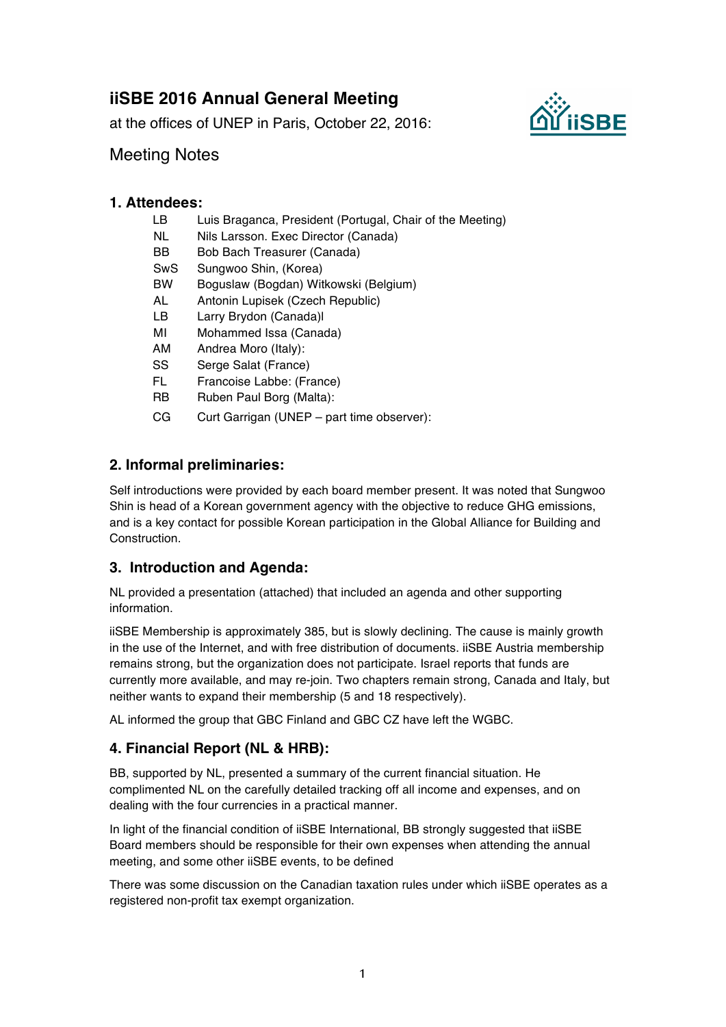# iiSBE 2016 Annual General Meeting

at the offices of UNEP in Paris, October 22, 2016:

Meeting Notes

## 1. Attendees:

| | |
|---|---|
| LB | Luis Braganca, President (Portugal, Chair of the Meeting) |
| NL | Nils Larsson. Exec Director (Canada) |
| BB | Bob Bach Treasurer (Canada) |
| SwS | Sungwoo Shin, (Korea) |
| BW | Boguslaw (Bogdan) Witkowski (Belgium) |
| AL | Antonin Lupisek (Czech Republic) |
| LB | Larry Brydon (Canada)l |
| MI | Mohammed Issa (Canada) |
| AM | Andrea Moro (Italy): |
| SS | Serge Salat (France) |
| FL | Francoise Labbe: (France) |
| RB | Ruben Paul Borg (Malta): |
| CG | Curt Garrigan (UNEP – part time observer): |

## 2. Informal preliminaries:

Self introductions were provided by each board member present. It was noted that Sungwoo Shin is head of a Korean government agency with the objective to reduce GHG emissions, and is a key contact for possible Korean participation in the Global Alliance for Building and Construction.

## 3. Introduction and Agenda:

NL provided a presentation (attached) that included an agenda and other supporting information.

iiSBE Membership is approximately 385, but is slowly declining. The cause is mainly growth in the use of the Internet, and with free distribution of documents. iiSBE Austria membership remains strong, but the organization does not participate. Israel reports that funds are currently more available, and may re-join. Two chapters remain strong, Canada and Italy, but neither wants to expand their membership (5 and 18 respectively).

AL informed the group that GBC Finland and GBC CZ have left the WGBC.

## 4. Financial Report (NL & HRB):

BB, supported by NL, presented a summary of the current financial situation. He complimented NL on the carefully detailed tracking off all income and expenses, and on dealing with the four currencies in a practical manner.

In light of the financial condition of iiSBE International, BB strongly suggested that iiSBE Board members should be responsible for their own expenses when attending the annual meeting, and some other iiSBE events, to be defined

There was some discussion on the Canadian taxation rules under which iiSBE operates as a registered non-profit tax exempt organization.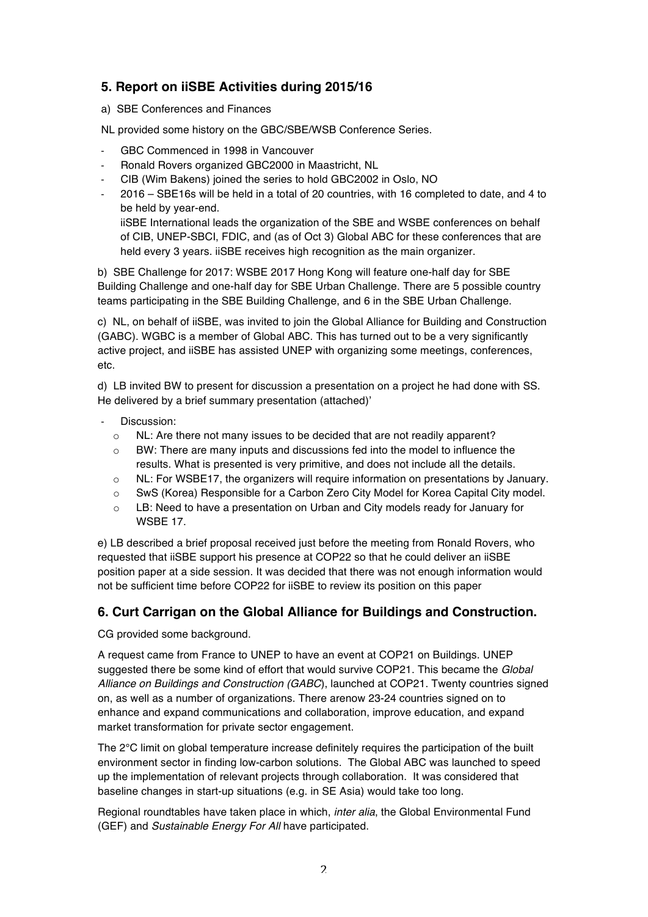## 5. Report on iiSBE Activities during 2015/16

a) SBE Conferences and Finances

NL provided some history on the GBC/SBE/WSB Conference Series.

- GBC Commenced in 1998 in Vancouver
- Ronald Rovers organized GBC2000 in Maastricht, NL
- CIB (Wim Bakens) joined the series to hold GBC2002 in Oslo, NO
- 2016 – SBE16s will be held in a total of 20 countries, with 16 completed to date, and 4 to be held by year-end.
  iiSBE International leads the organization of the SBE and WSBE conferences on behalf of CIB, UNEP-SBCI, FDIC, and (as of Oct 3) Global ABC for these conferences that are held every 3 years. iiSBE receives high recognition as the main organizer.

b) SBE Challenge for 2017: WSBE 2017 Hong Kong will feature one-half day for SBE Building Challenge and one-half day for SBE Urban Challenge. There are 5 possible country teams participating in the SBE Building Challenge, and 6 in the SBE Urban Challenge.

c) NL, on behalf of iiSBE, was invited to join the Global Alliance for Building and Construction (GABC). WGBC is a member of Global ABC. This has turned out to be a very significantly active project, and iiSBE has assisted UNEP with organizing some meetings, conferences, etc.

d) LB invited BW to present for discussion a presentation on a project he had done with SS. He delivered by a brief summary presentation (attached)'

- Discussion:
  - NL: Are there not many issues to be decided that are not readily apparent?
  - BW: There are many inputs and discussions fed into the model to influence the results. What is presented is very primitive, and does not include all the details.
  - NL: For WSBE17, the organizers will require information on presentations by January.
  - SwS (Korea) Responsible for a Carbon Zero City Model for Korea Capital City model.
  - LB: Need to have a presentation on Urban and City models ready for January for WSBE 17.

e) LB described a brief proposal received just before the meeting from Ronald Rovers, who requested that iiSBE support his presence at COP22 so that he could deliver an iiSBE position paper at a side session. It was decided that there was not enough information would not be sufficient time before COP22 for iiSBE to review its position on this paper

## 6. Curt Carrigan on the Global Alliance for Buildings and Construction.

CG provided some background.

A request came from France to UNEP to have an event at COP21 on Buildings. UNEP suggested there be some kind of effort that would survive COP21. This became the *Global Alliance on Buildings and Construction (GABC*), launched at COP21. Twenty countries signed on, as well as a number of organizations. There arenow 23-24 countries signed on to enhance and expand communications and collaboration, improve education, and expand market transformation for private sector engagement.

The 2°C limit on global temperature increase definitely requires the participation of the built environment sector in finding low-carbon solutions. The Global ABC was launched to speed up the implementation of relevant projects through collaboration. It was considered that baseline changes in start-up situations (e.g. in SE Asia) would take too long.

Regional roundtables have taken place in which, *inter alia*, the Global Environmental Fund (GEF) and *Sustainable Energy For All* have participated.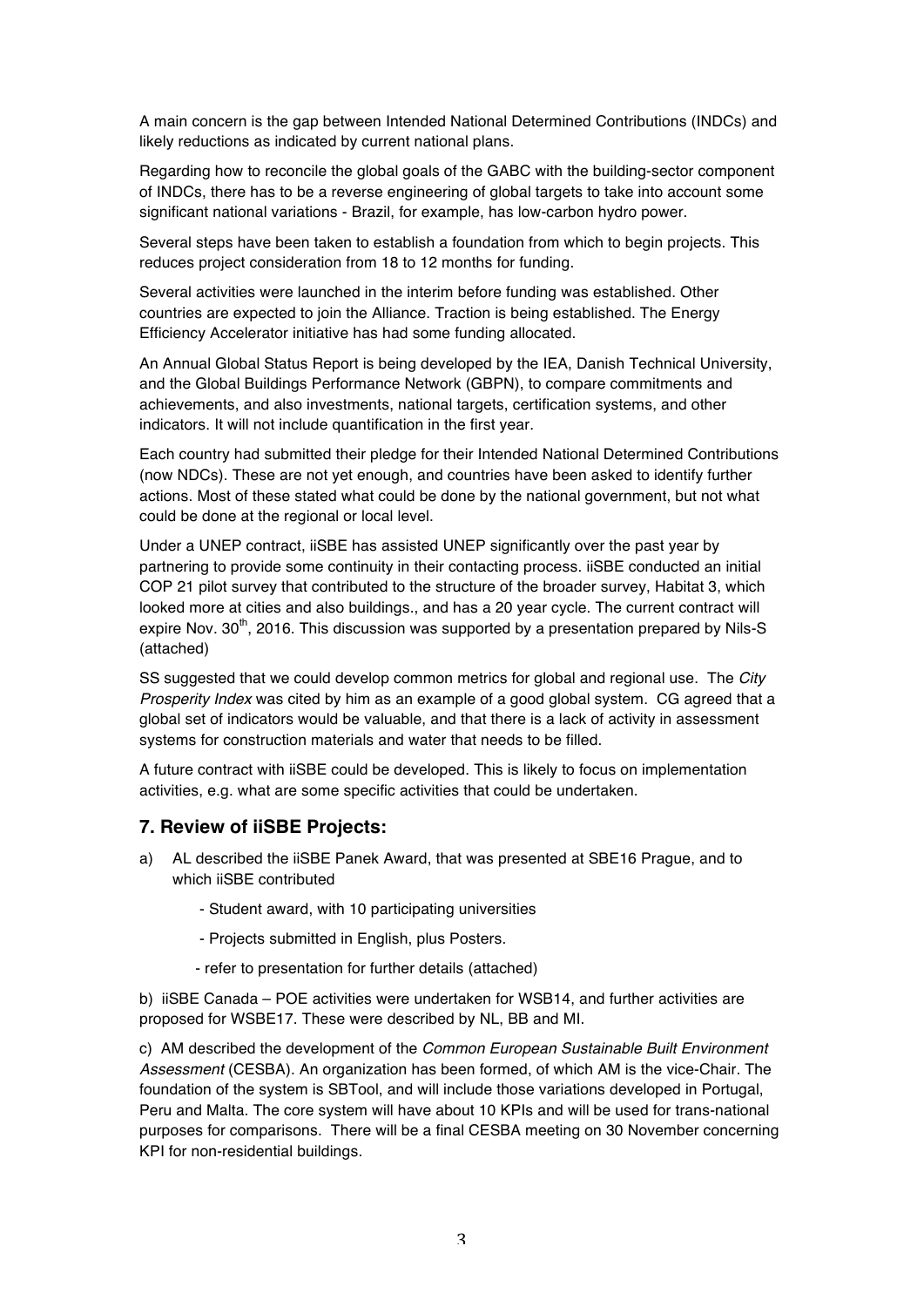A main concern is the gap between Intended National Determined Contributions (INDCs) and likely reductions as indicated by current national plans.

Regarding how to reconcile the global goals of the GABC with the building-sector component of INDCs, there has to be a reverse engineering of global targets to take into account some significant national variations - Brazil, for example, has low-carbon hydro power.

Several steps have been taken to establish a foundation from which to begin projects. This reduces project consideration from 18 to 12 months for funding.

Several activities were launched in the interim before funding was established. Other countries are expected to join the Alliance. Traction is being established. The Energy Efficiency Accelerator initiative has had some funding allocated.

An Annual Global Status Report is being developed by the IEA, Danish Technical University, and the Global Buildings Performance Network (GBPN), to compare commitments and achievements, and also investments, national targets, certification systems, and other indicators. It will not include quantification in the first year.

Each country had submitted their pledge for their Intended National Determined Contributions (now NDCs). These are not yet enough, and countries have been asked to identify further actions. Most of these stated what could be done by the national government, but not what could be done at the regional or local level.

Under a UNEP contract, iiSBE has assisted UNEP significantly over the past year by partnering to provide some continuity in their contacting process. iiSBE conducted an initial COP 21 pilot survey that contributed to the structure of the broader survey, Habitat 3, which looked more at cities and also buildings., and has a 20 year cycle. The current contract will expire Nov. 30th, 2016. This discussion was supported by a presentation prepared by Nils-S (attached)

SS suggested that we could develop common metrics for global and regional use. The *City Prosperity Index* was cited by him as an example of a good global system. CG agreed that a global set of indicators would be valuable, and that there is a lack of activity in assessment systems for construction materials and water that needs to be filled.

A future contract with iiSBE could be developed. This is likely to focus on implementation activities, e.g. what are some specific activities that could be undertaken.

## 7. Review of iiSBE Projects:

a) AL described the iiSBE Panek Award, that was presented at SBE16 Prague, and to which iiSBE contributed

- Student award, with 10 participating universities
- Projects submitted in English, plus Posters.
- refer to presentation for further details (attached)

b) iiSBE Canada – POE activities were undertaken for WSB14, and further activities are proposed for WSBE17. These were described by NL, BB and MI.

c) AM described the development of the *Common European Sustainable Built Environment Assessment* (CESBA). An organization has been formed, of which AM is the vice-Chair. The foundation of the system is SBTool, and will include those variations developed in Portugal, Peru and Malta. The core system will have about 10 KPIs and will be used for trans-national purposes for comparisons. There will be a final CESBA meeting on 30 November concerning KPI for non-residential buildings.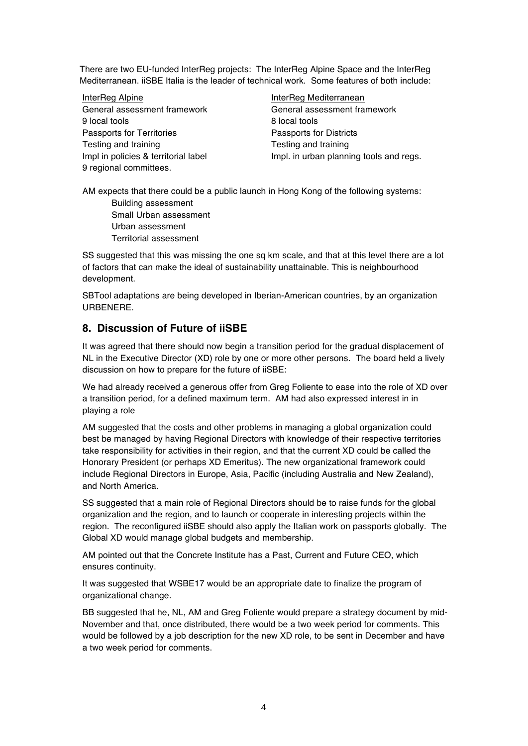There are two EU-funded InterReg projects: The InterReg Alpine Space and the InterReg Mediterranean. iiSBE Italia is the leader of technical work. Some features of both include:

| InterReg Alpine | InterReg Mediterranean |
|---|---|
| General assessment framework | General assessment framework |
| 9 local tools | 8 local tools |
| Passports for Territories | Passports for Districts |
| Testing and training | Testing and training |
| Impl in policies & territorial label | Impl. in urban planning tools and regs. |
| 9 regional committees. | |

AM expects that there could be a public launch in Hong Kong of the following systems:

- Building assessment
- Small Urban assessment
- Urban assessment
- Territorial assessment

SS suggested that this was missing the one sq km scale, and that at this level there are a lot of factors that can make the ideal of sustainability unattainable. This is neighbourhood development.

SBTool adaptations are being developed in Iberian-American countries, by an organization URBENERE.

## 8. Discussion of Future of iiSBE

It was agreed that there should now begin a transition period for the gradual displacement of NL in the Executive Director (XD) role by one or more other persons. The board held a lively discussion on how to prepare for the future of iiSBE:

We had already received a generous offer from Greg Foliente to ease into the role of XD over a transition period, for a defined maximum term. AM had also expressed interest in in playing a role

AM suggested that the costs and other problems in managing a global organization could best be managed by having Regional Directors with knowledge of their respective territories take responsibility for activities in their region, and that the current XD could be called the Honorary President (or perhaps XD Emeritus). The new organizational framework could include Regional Directors in Europe, Asia, Pacific (including Australia and New Zealand), and North America.

SS suggested that a main role of Regional Directors should be to raise funds for the global organization and the region, and to launch or cooperate in interesting projects within the region. The reconfigured iiSBE should also apply the Italian work on passports globally. The Global XD would manage global budgets and membership.

AM pointed out that the Concrete Institute has a Past, Current and Future CEO, which ensures continuity.

It was suggested that WSBE17 would be an appropriate date to finalize the program of organizational change.

BB suggested that he, NL, AM and Greg Foliente would prepare a strategy document by mid-November and that, once distributed, there would be a two week period for comments. This would be followed by a job description for the new XD role, to be sent in December and have a two week period for comments.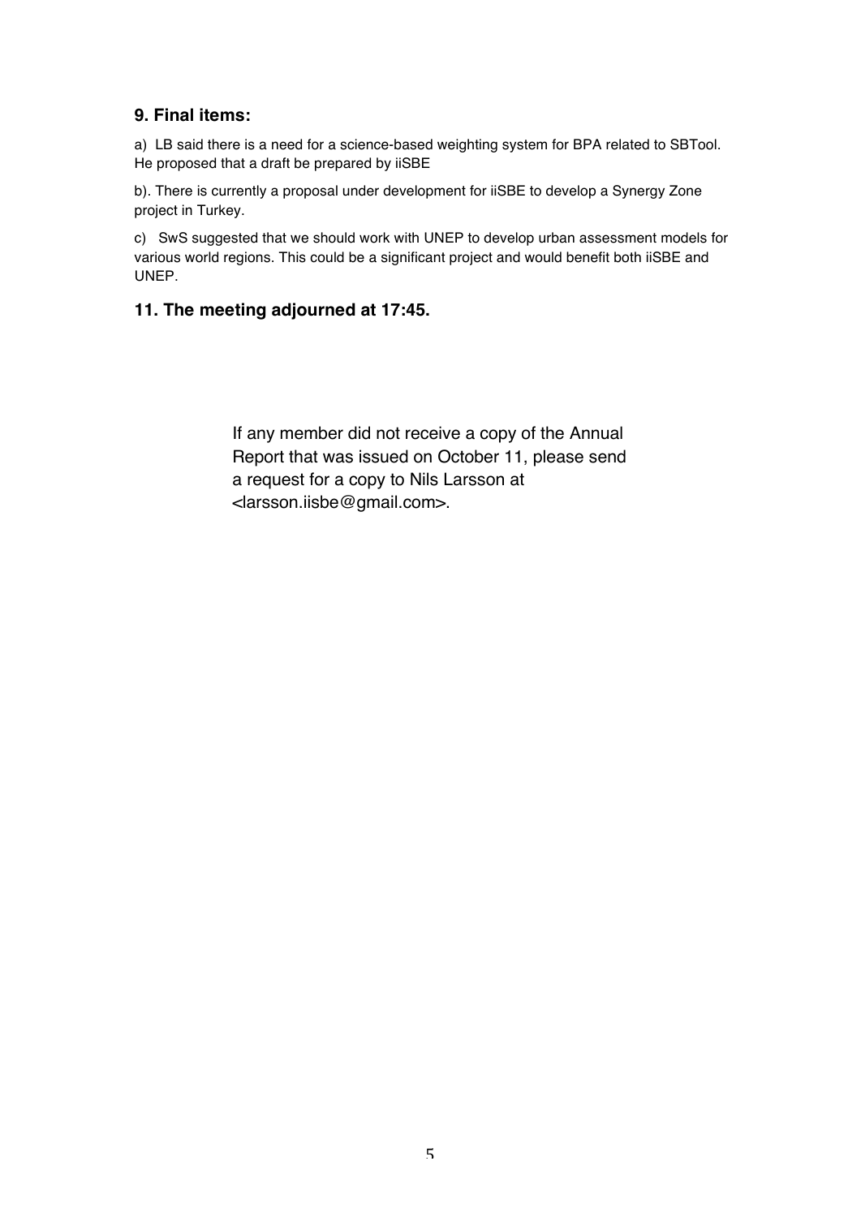## 9. Final items:

a) LB said there is a need for a science-based weighting system for BPA related to SBTool. He proposed that a draft be prepared by iiSBE

b). There is currently a proposal under development for iiSBE to develop a Synergy Zone project in Turkey.

c) SwS suggested that we should work with UNEP to develop urban assessment models for various world regions. This could be a significant project and would benefit both iiSBE and UNEP.

## 11. The meeting adjourned at 17:45.

If any member did not receive a copy of the Annual Report that was issued on October 11, please send a request for a copy to Nils Larsson at <larsson.iisbe@gmail.com>.